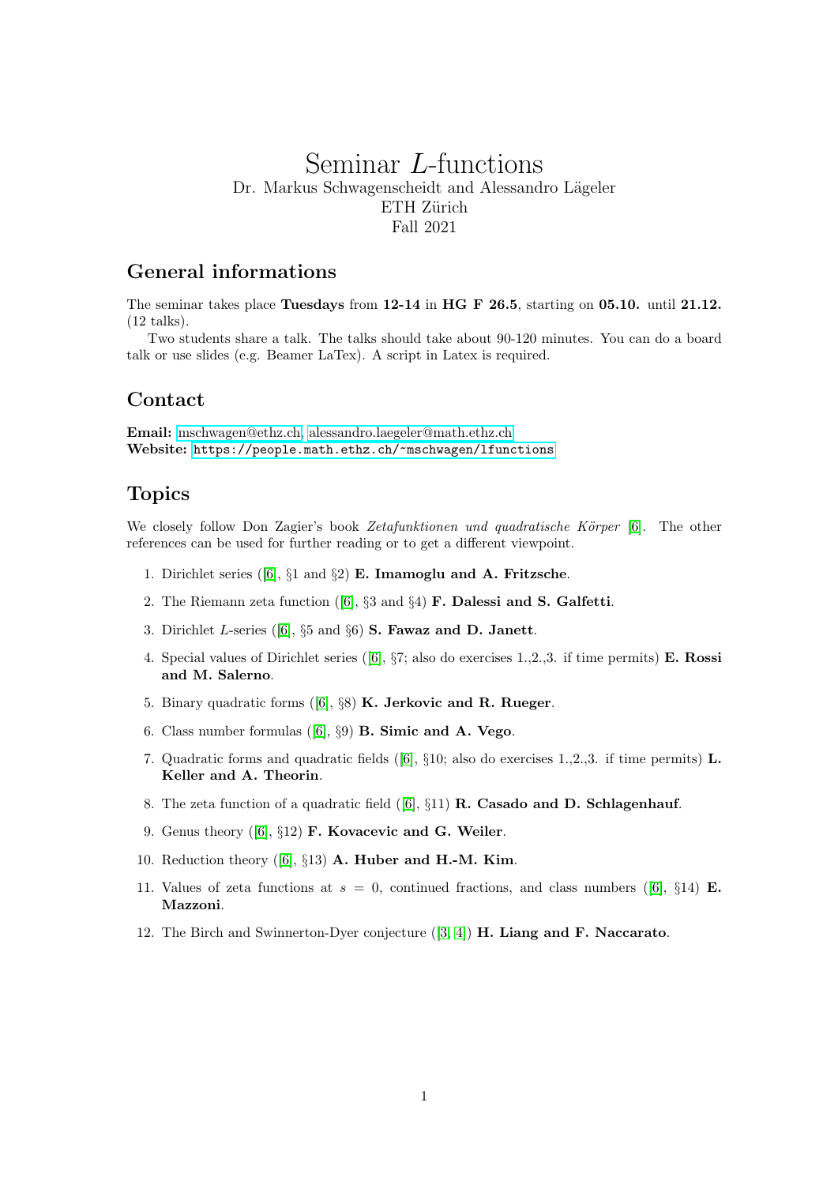# Seminar $L$-functions

Dr. Markus Schwagenscheidt and Alessandro Lägeler
ETH Zürich
Fall 2021

## General informations

The seminar takes place **Tuesdays** from **12-14** in **HG F 26.5**, starting on **05.10.** until **21.12.** (12 talks).

Two students share a talk. The talks should take about 90-120 minutes. You can do a board talk or use slides (e.g. Beamer LaTex). A script in Latex is required.

## Contact

**Email:** mschwagen@ethz.ch, alessandro.laegeler@math.ethz.ch
**Website:** `https://people.math.ethz.ch/~mschwagen/lfunctions`

## Topics

We closely follow Don Zagier's book *Zetafunktionen und quadratische Körper* [6]. The other references can be used for further reading or to get a different viewpoint.

1. Dirichlet series ([6], §1 and §2) **E. Imamoglu and A. Fritzsche**.
2. The Riemann zeta function ([6], §3 and §4) **F. Dalessi and S. Galfetti**.
3. Dirichlet $L$-series ([6], §5 and §6) **S. Fawaz and D. Janett**.
4. Special values of Dirichlet series ([6], §7; also do exercises 1.,2.,3. if time permits) **E. Rossi and M. Salerno**.
5. Binary quadratic forms ([6], §8) **K. Jerkovic and R. Rueger**.
6. Class number formulas ([6], §9) **B. Simic and A. Vego**.
7. Quadratic forms and quadratic fields ([6], §10; also do exercises 1.,2.,3. if time permits) **L. Keller and A. Theorin**.
8. The zeta function of a quadratic field ([6], §11) **R. Casado and D. Schlagenhauf**.
9. Genus theory ([6], §12) **F. Kovacevic and G. Weiler**.
10. Reduction theory ([6], §13) **A. Huber and H.-M. Kim**.
11. Values of zeta functions at $s = 0$, continued fractions, and class numbers ([6], §14) **E. Mazzoni**.
12. The Birch and Swinnerton-Dyer conjecture ([3, 4]) **H. Liang and F. Naccarato**.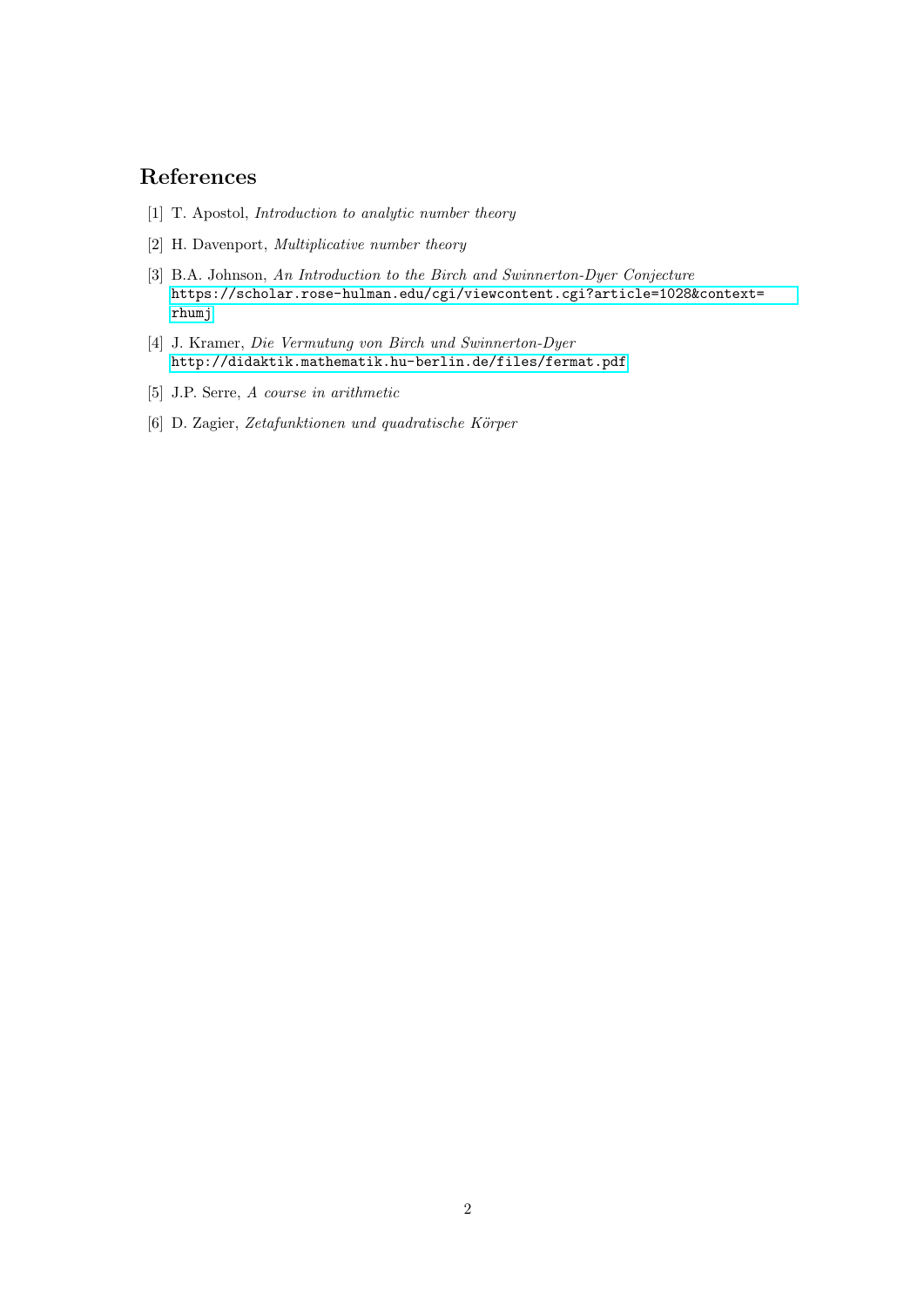## References

[1] T. Apostol, *Introduction to analytic number theory*

[2] H. Davenport, *Multiplicative number theory*

[3] B.A. Johnson, *An Introduction to the Birch and Swinnerton-Dyer Conjecture* https://scholar.rose-hulman.edu/cgi/viewcontent.cgi?article=1028&context=rhumj

[4] J. Kramer, *Die Vermutung von Birch und Swinnerton-Dyer* http://didaktik.mathematik.hu-berlin.de/files/fermat.pdf

[5] J.P. Serre, *A course in arithmetic*

[6] D. Zagier, *Zetafunktionen und quadratische Körper*